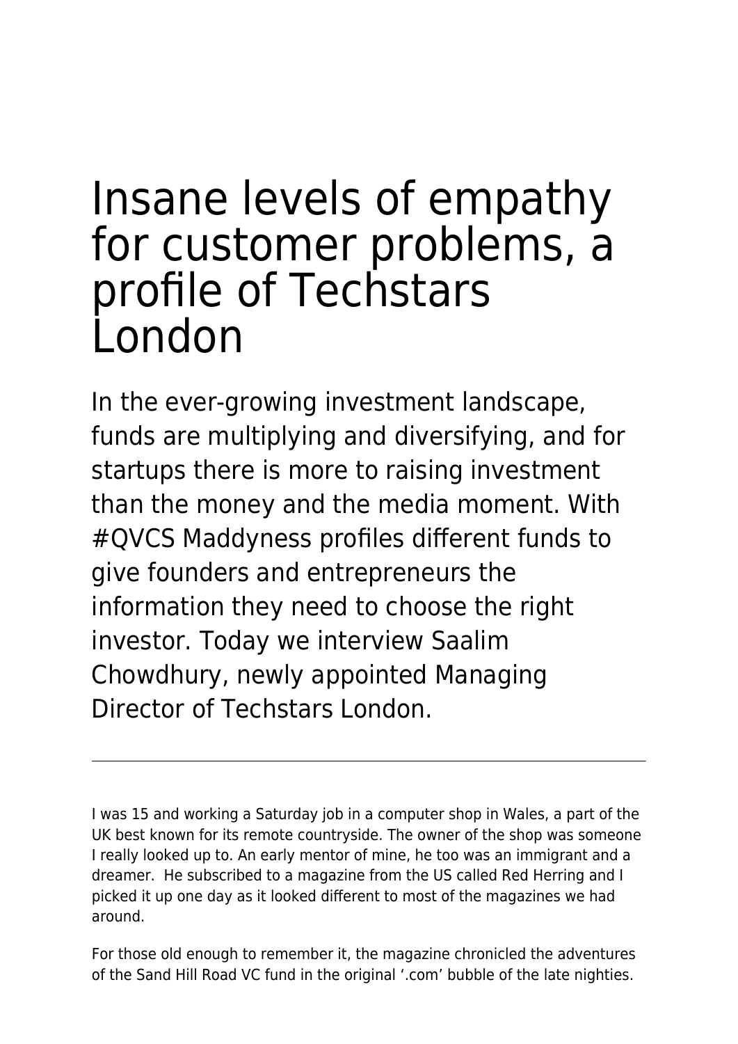# Insane levels of empathy for customer problems, a profile of Techstars London

In the ever-growing investment landscape, funds are multiplying and diversifying, and for startups there is more to raising investment than the money and the media moment. With #QVCS Maddyness profiles different funds to give founders and entrepreneurs the information they need to choose the right investor. Today we interview Saalim Chowdhury, newly appointed Managing Director of Techstars London.

---

I was 15 and working a Saturday job in a computer shop in Wales, a part of the UK best known for its remote countryside. The owner of the shop was someone I really looked up to. An early mentor of mine, he too was an immigrant and a dreamer. He subscribed to a magazine from the US called Red Herring and I picked it up one day as it looked different to most of the magazines we had around.

For those old enough to remember it, the magazine chronicled the adventures of the Sand Hill Road VC fund in the original '.com' bubble of the late nighties.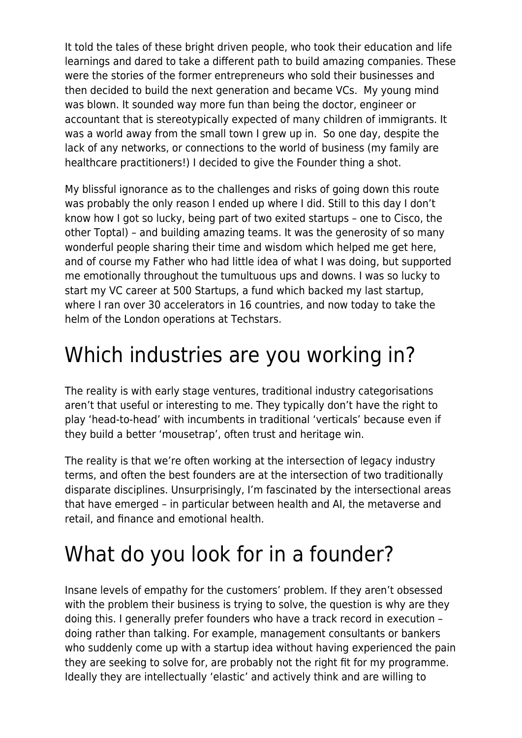It told the tales of these bright driven people, who took their education and life learnings and dared to take a different path to build amazing companies. These were the stories of the former entrepreneurs who sold their businesses and then decided to build the next generation and became VCs.  My young mind was blown. It sounded way more fun than being the doctor, engineer or accountant that is stereotypically expected of many children of immigrants. It was a world away from the small town I grew up in.  So one day, despite the lack of any networks, or connections to the world of business (my family are healthcare practitioners!) I decided to give the Founder thing a shot.

My blissful ignorance as to the challenges and risks of going down this route was probably the only reason I ended up where I did. Still to this day I don't know how I got so lucky, being part of two exited startups – one to Cisco, the other Toptal) – and building amazing teams. It was the generosity of so many wonderful people sharing their time and wisdom which helped me get here, and of course my Father who had little idea of what I was doing, but supported me emotionally throughout the tumultuous ups and downs. I was so lucky to start my VC career at 500 Startups, a fund which backed my last startup, where I ran over 30 accelerators in 16 countries, and now today to take the helm of the London operations at Techstars.

# Which industries are you working in?

The reality is with early stage ventures, traditional industry categorisations aren't that useful or interesting to me. They typically don't have the right to play 'head-to-head' with incumbents in traditional 'verticals' because even if they build a better 'mousetrap', often trust and heritage win.

The reality is that we're often working at the intersection of legacy industry terms, and often the best founders are at the intersection of two traditionally disparate disciplines. Unsurprisingly, I'm fascinated by the intersectional areas that have emerged – in particular between health and AI, the metaverse and retail, and finance and emotional health.

# What do you look for in a founder?

Insane levels of empathy for the customers' problem. If they aren't obsessed with the problem their business is trying to solve, the question is why are they doing this. I generally prefer founders who have a track record in execution – doing rather than talking. For example, management consultants or bankers who suddenly come up with a startup idea without having experienced the pain they are seeking to solve for, are probably not the right fit for my programme. Ideally they are intellectually 'elastic' and actively think and are willing to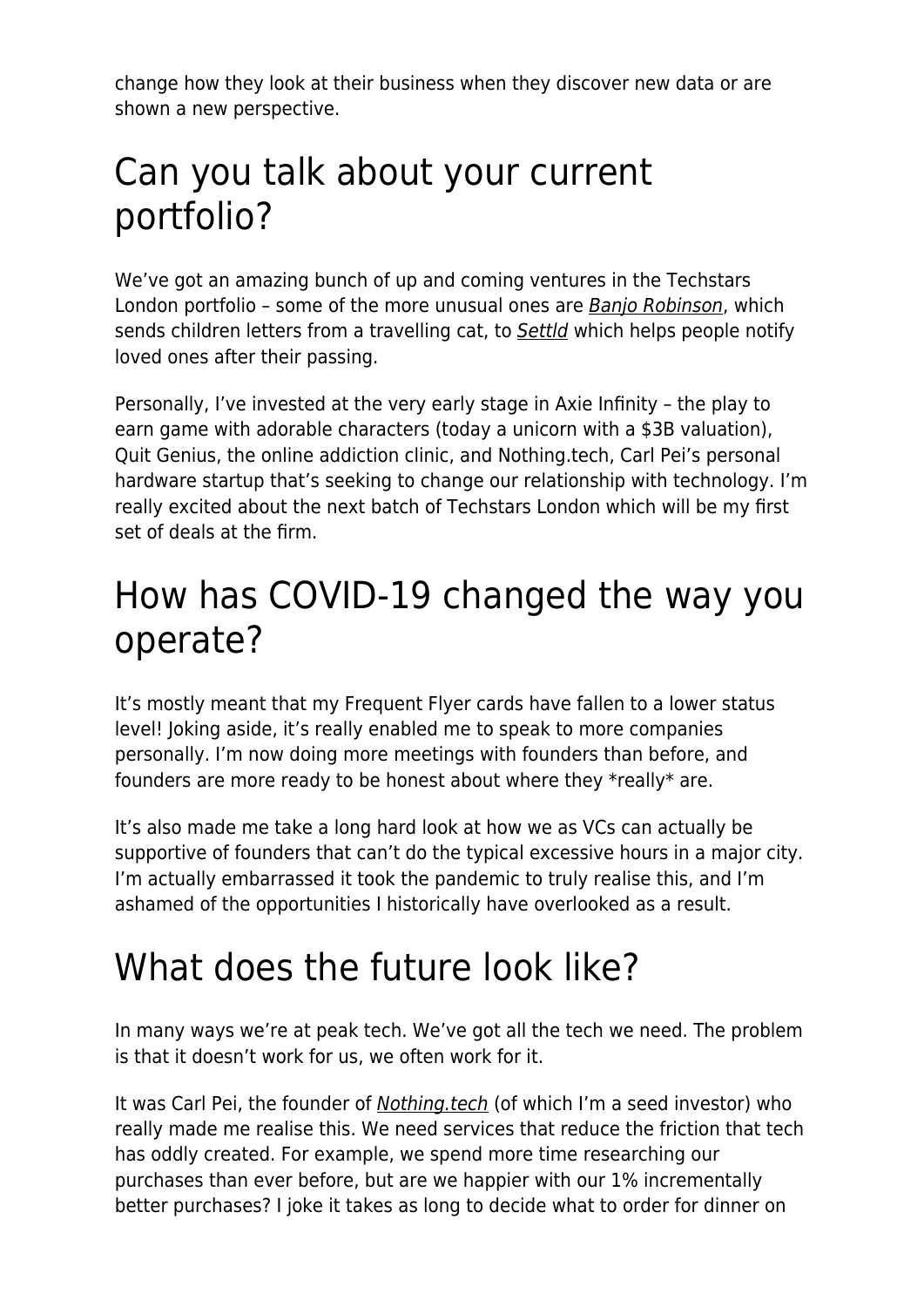change how they look at their business when they discover new data or are shown a new perspective.

## Can you talk about your current portfolio?

We've got an amazing bunch of up and coming ventures in the Techstars London portfolio – some of the more unusual ones are *Banjo Robinson*, which sends children letters from a travelling cat, to *Settld* which helps people notify loved ones after their passing.

Personally, I've invested at the very early stage in Axie Infinity – the play to earn game with adorable characters (today a unicorn with a $3B valuation), Quit Genius, the online addiction clinic, and Nothing.tech, Carl Pei's personal hardware startup that's seeking to change our relationship with technology. I'm really excited about the next batch of Techstars London which will be my first set of deals at the firm.

## How has COVID-19 changed the way you operate?

It's mostly meant that my Frequent Flyer cards have fallen to a lower status level! Joking aside, it's really enabled me to speak to more companies personally. I'm now doing more meetings with founders than before, and founders are more ready to be honest about where they *really* are.

It's also made me take a long hard look at how we as VCs can actually be supportive of founders that can't do the typical excessive hours in a major city. I'm actually embarrassed it took the pandemic to truly realise this, and I'm ashamed of the opportunities I historically have overlooked as a result.

## What does the future look like?

In many ways we're at peak tech. We've got all the tech we need. The problem is that it doesn't work for us, we often work for it.

It was Carl Pei, the founder of *Nothing.tech* (of which I'm a seed investor) who really made me realise this. We need services that reduce the friction that tech has oddly created. For example, we spend more time researching our purchases than ever before, but are we happier with our 1% incrementally better purchases? I joke it takes as long to decide what to order for dinner on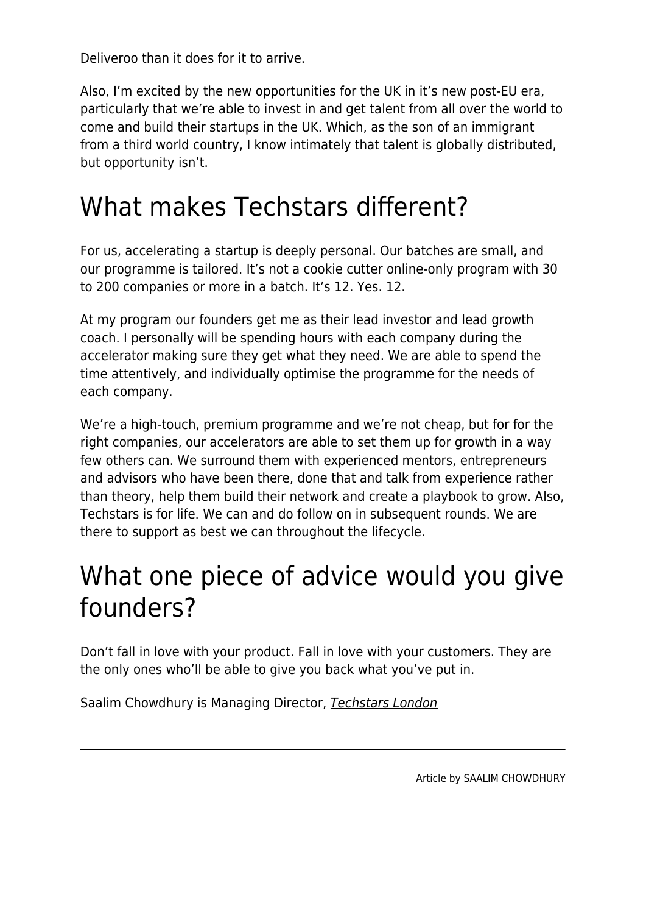Deliveroo than it does for it to arrive.

Also, I'm excited by the new opportunities for the UK in it's new post-EU era, particularly that we're able to invest in and get talent from all over the world to come and build their startups in the UK. Which, as the son of an immigrant from a third world country, I know intimately that talent is globally distributed, but opportunity isn't.

## What makes Techstars different?

For us, accelerating a startup is deeply personal. Our batches are small, and our programme is tailored. It's not a cookie cutter online-only program with 30 to 200 companies or more in a batch. It's 12. Yes. 12.

At my program our founders get me as their lead investor and lead growth coach. I personally will be spending hours with each company during the accelerator making sure they get what they need. We are able to spend the time attentively, and individually optimise the programme for the needs of each company.

We're a high-touch, premium programme and we're not cheap, but for for the right companies, our accelerators are able to set them up for growth in a way few others can. We surround them with experienced mentors, entrepreneurs and advisors who have been there, done that and talk from experience rather than theory, help them build their network and create a playbook to grow. Also, Techstars is for life. We can and do follow on in subsequent rounds. We are there to support as best we can throughout the lifecycle.

## What one piece of advice would you give founders?

Don't fall in love with your product. Fall in love with your customers. They are the only ones who'll be able to give you back what you've put in.

Saalim Chowdhury is Managing Director, *Techstars London*

---

Article by SAALIM CHOWDHURY